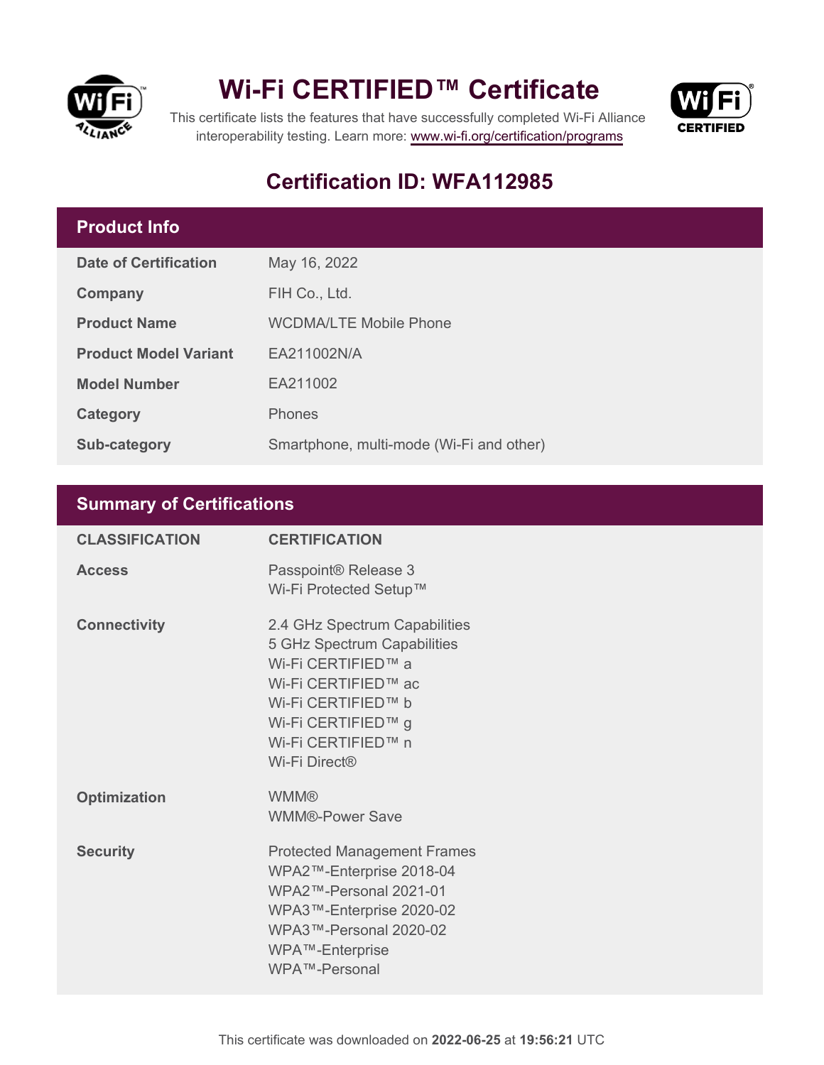# Wi-Fi CERTIFIED™ Certificate

This certificate lists the features that have successfully completed Wi-Fi Alliance interoperability testing. Learn more: www.wi-fi.org/certification/programs

## Certification ID: WFA112985

## Product Info

| | |
|---|---|
| **Date of Certification** | May 16, 2022 |
| **Company** | FIH Co., Ltd. |
| **Product Name** | WCDMA/LTE Mobile Phone |
| **Product Model Variant** | EA211002N/A |
| **Model Number** | EA211002 |
| **Category** | Phones |
| **Sub-category** | Smartphone, multi-mode (Wi-Fi and other) |

## Summary of Certifications

| CLASSIFICATION | CERTIFICATION |
|---|---|
| **Access** | Passpoint® Release 3<br>Wi-Fi Protected Setup™ |
| **Connectivity** | 2.4 GHz Spectrum Capabilities<br>5 GHz Spectrum Capabilities<br>Wi-Fi CERTIFIED™ a<br>Wi-Fi CERTIFIED™ ac<br>Wi-Fi CERTIFIED™ b<br>Wi-Fi CERTIFIED™ g<br>Wi-Fi CERTIFIED™ n<br>Wi-Fi Direct® |
| **Optimization** | WMM®<br>WMM®-Power Save |
| **Security** | Protected Management Frames<br>WPA2™-Enterprise 2018-04<br>WPA2™-Personal 2021-01<br>WPA3™-Enterprise 2020-02<br>WPA3™-Personal 2020-02<br>WPA™-Enterprise<br>WPA™-Personal |

This certificate was downloaded on **2022-06-25** at **19:56:21** UTC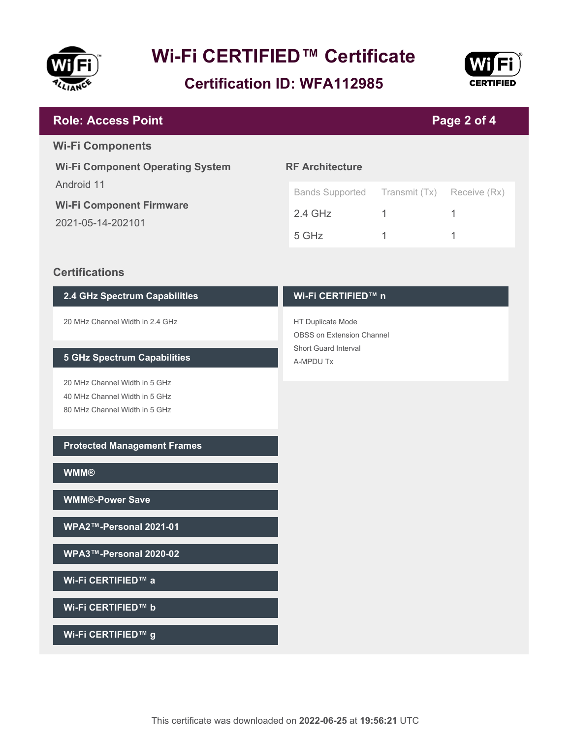# Wi-Fi CERTIFIED™ Certificate

## Certification ID: WFA112985

## Role: Access Point

### Wi-Fi Components

**Wi-Fi Component Operating System**

Android 11

**Wi-Fi Component Firmware**

2021-05-14-202101

**RF Architecture**

| Bands Supported | Transmit (Tx) | Receive (Rx) |
| --- | --- | --- |
| 2.4 GHz | 1 | 1 |
| 5 GHz | 1 | 1 |

### Certifications

**2.4 GHz Spectrum Capabilities**

- 20 MHz Channel Width in 2.4 GHz

**5 GHz Spectrum Capabilities**

- 20 MHz Channel Width in 5 GHz
- 40 MHz Channel Width in 5 GHz
- 80 MHz Channel Width in 5 GHz

**Protected Management Frames**

**WMM®**

**WMM®-Power Save**

**WPA2™-Personal 2021-01**

**WPA3™-Personal 2020-02**

**Wi-Fi CERTIFIED™ a**

**Wi-Fi CERTIFIED™ b**

**Wi-Fi CERTIFIED™ g**

**Wi-Fi CERTIFIED™ n**

- HT Duplicate Mode
- OBSS on Extension Channel
- Short Guard Interval
- A-MPDU Tx

This certificate was downloaded on **2022-06-25** at **19:56:21** UTC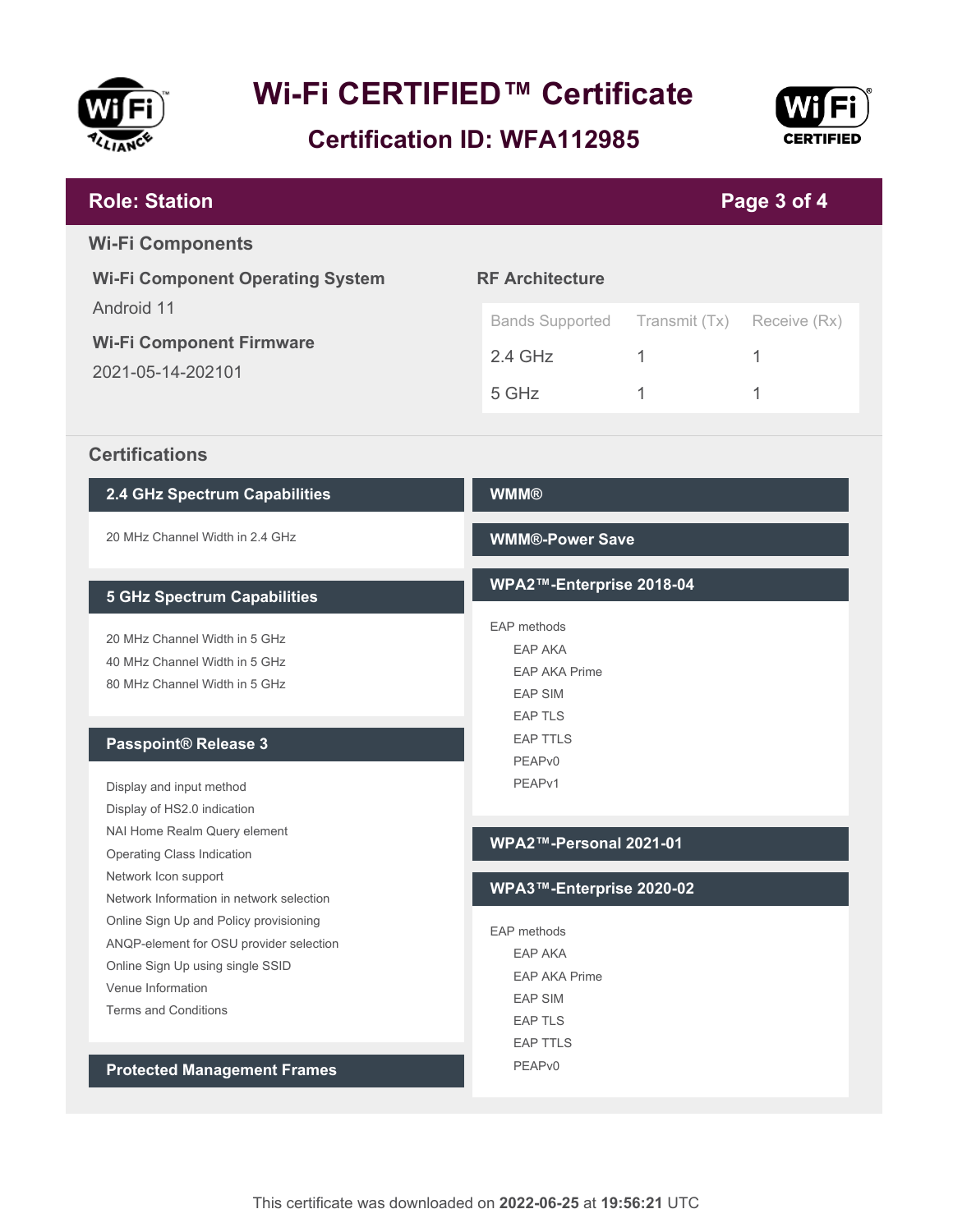# Wi-Fi CERTIFIED™ Certificate

## Certification ID: WFA112985

## Role: Station

### Wi-Fi Components

**Wi-Fi Component Operating System**

Android 11

**Wi-Fi Component Firmware**

2021-05-14-202101

**RF Architecture**

| Bands Supported | Transmit (Tx) | Receive (Rx) |
|---|---|---|
| 2.4 GHz | 1 | 1 |
| 5 GHz | 1 | 1 |

### Certifications

#### 2.4 GHz Spectrum Capabilities

- 20 MHz Channel Width in 2.4 GHz

#### 5 GHz Spectrum Capabilities

- 20 MHz Channel Width in 5 GHz
- 40 MHz Channel Width in 5 GHz
- 80 MHz Channel Width in 5 GHz

#### Passpoint® Release 3

- Display and input method
- Display of HS2.0 indication
- NAI Home Realm Query element
- Operating Class Indication
- Network Icon support
- Network Information in network selection
- Online Sign Up and Policy provisioning
- ANQP-element for OSU provider selection
- Online Sign Up using single SSID
- Venue Information
- Terms and Conditions

#### Protected Management Frames

#### WMM®

#### WMM®-Power Save

#### WPA2™-Enterprise 2018-04

EAP methods
- EAP AKA
- EAP AKA Prime
- EAP SIM
- EAP TLS
- EAP TTLS
- PEAPv0
- PEAPv1

#### WPA2™-Personal 2021-01

#### WPA3™-Enterprise 2020-02

EAP methods
- EAP AKA
- EAP AKA Prime
- EAP SIM
- EAP TLS
- EAP TTLS
- PEAPv0

This certificate was downloaded on **2022-06-25** at **19:56:21** UTC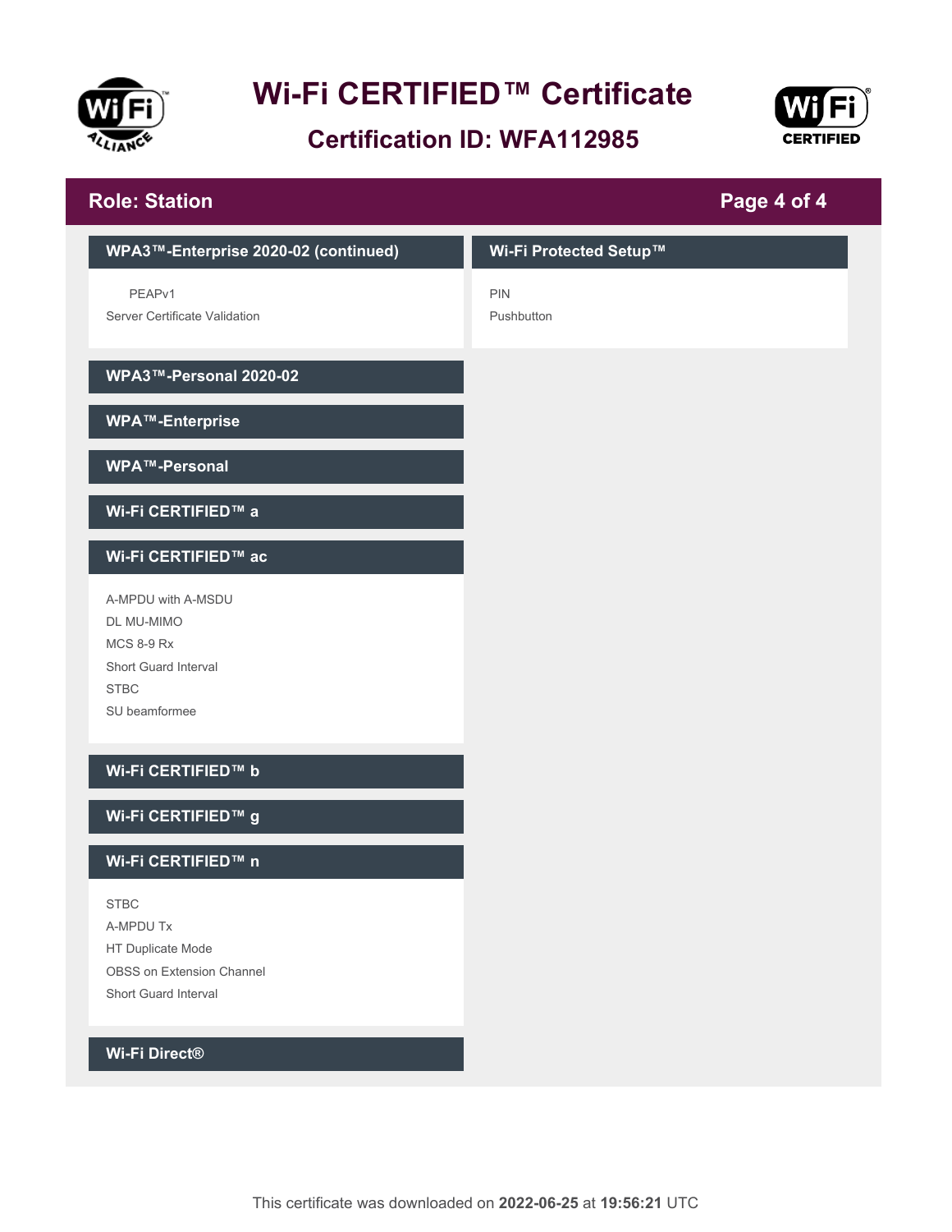# Wi-Fi CERTIFIED™ Certificate

## Certification ID: WFA112985

## Role: Station

### WPA3™-Enterprise 2020-02 (continued)

- PEAPv1
- Server Certificate Validation

### WPA3™-Personal 2020-02

### WPA™-Enterprise

### WPA™-Personal

### Wi-Fi CERTIFIED™ a

### Wi-Fi CERTIFIED™ ac

- A-MPDU with A-MSDU
- DL MU-MIMO
- MCS 8-9 Rx
- Short Guard Interval
- STBC
- SU beamformee

### Wi-Fi CERTIFIED™ b

### Wi-Fi CERTIFIED™ g

### Wi-Fi CERTIFIED™ n

- STBC
- A-MPDU Tx
- HT Duplicate Mode
- OBSS on Extension Channel
- Short Guard Interval

### Wi-Fi Direct®

### Wi-Fi Protected Setup™

- PIN
- Pushbutton

This certificate was downloaded on **2022-06-25** at **19:56:21** UTC